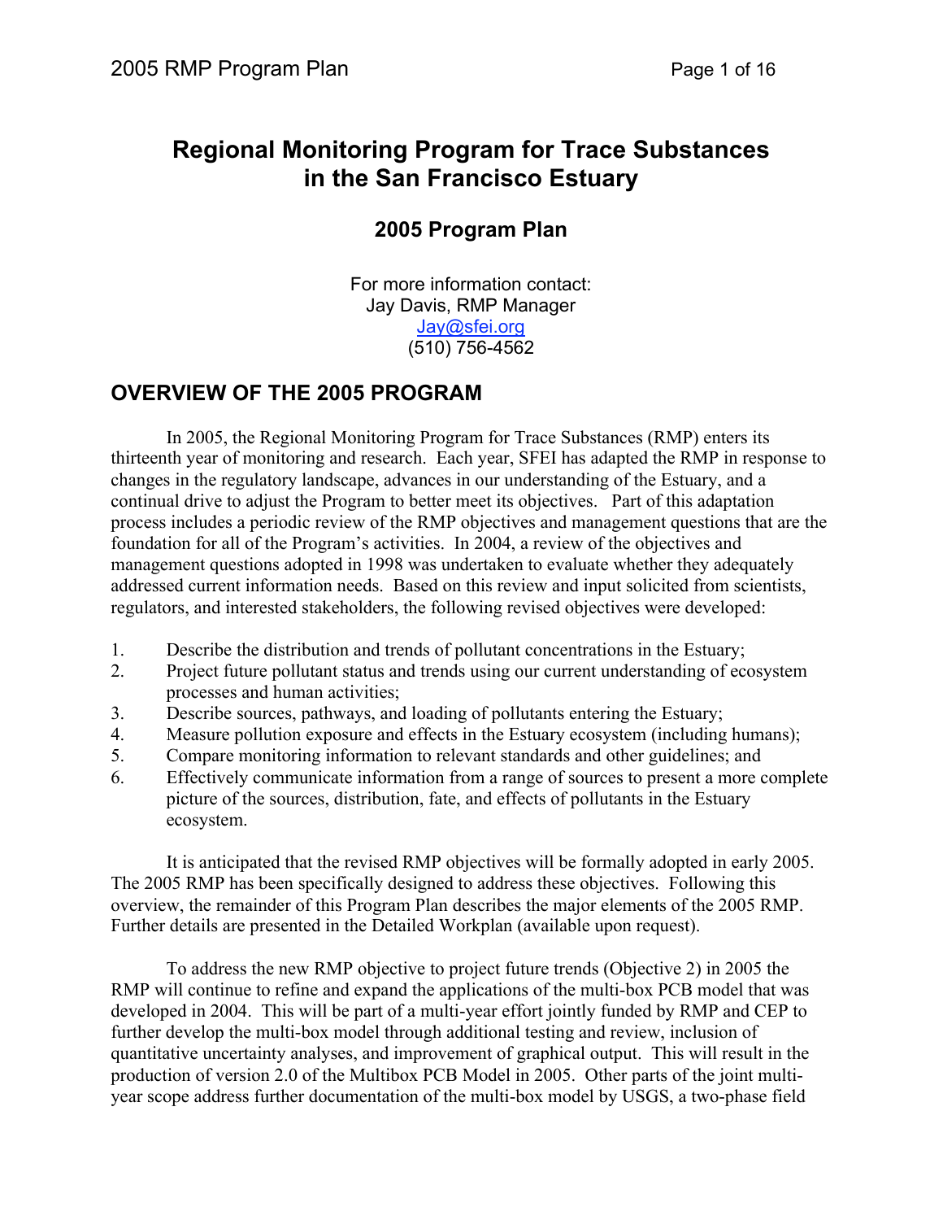# Regional Monitoring Program for Trace Substances in the San Francisco Estuary

## 2005 Program Plan

For more information contact:
Jay Davis, RMP Manager
Jay@sfei.org
(510) 756-4562

## OVERVIEW OF THE 2005 PROGRAM

In 2005, the Regional Monitoring Program for Trace Substances (RMP) enters its thirteenth year of monitoring and research. Each year, SFEI has adapted the RMP in response to changes in the regulatory landscape, advances in our understanding of the Estuary, and a continual drive to adjust the Program to better meet its objectives. Part of this adaptation process includes a periodic review of the RMP objectives and management questions that are the foundation for all of the Program's activities. In 2004, a review of the objectives and management questions adopted in 1998 was undertaken to evaluate whether they adequately addressed current information needs. Based on this review and input solicited from scientists, regulators, and interested stakeholders, the following revised objectives were developed:

1. Describe the distribution and trends of pollutant concentrations in the Estuary;
2. Project future pollutant status and trends using our current understanding of ecosystem processes and human activities;
3. Describe sources, pathways, and loading of pollutants entering the Estuary;
4. Measure pollution exposure and effects in the Estuary ecosystem (including humans);
5. Compare monitoring information to relevant standards and other guidelines; and
6. Effectively communicate information from a range of sources to present a more complete picture of the sources, distribution, fate, and effects of pollutants in the Estuary ecosystem.

It is anticipated that the revised RMP objectives will be formally adopted in early 2005. The 2005 RMP has been specifically designed to address these objectives. Following this overview, the remainder of this Program Plan describes the major elements of the 2005 RMP. Further details are presented in the Detailed Workplan (available upon request).

To address the new RMP objective to project future trends (Objective 2) in 2005 the RMP will continue to refine and expand the applications of the multi-box PCB model that was developed in 2004. This will be part of a multi-year effort jointly funded by RMP and CEP to further develop the multi-box model through additional testing and review, inclusion of quantitative uncertainty analyses, and improvement of graphical output. This will result in the production of version 2.0 of the Multibox PCB Model in 2005. Other parts of the joint multi-year scope address further documentation of the multi-box model by USGS, a two-phase field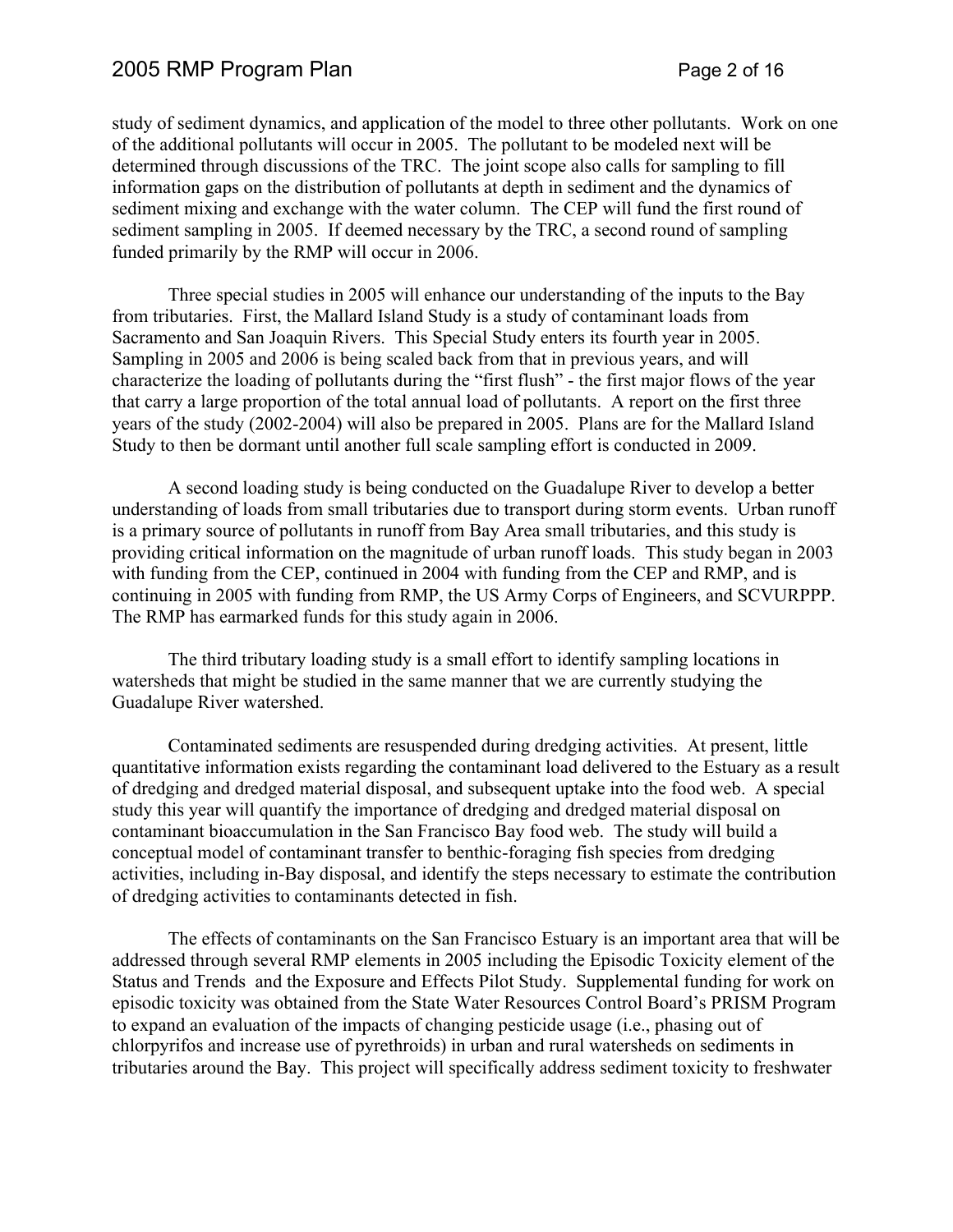study of sediment dynamics, and application of the model to three other pollutants. Work on one of the additional pollutants will occur in 2005. The pollutant to be modeled next will be determined through discussions of the TRC. The joint scope also calls for sampling to fill information gaps on the distribution of pollutants at depth in sediment and the dynamics of sediment mixing and exchange with the water column. The CEP will fund the first round of sediment sampling in 2005. If deemed necessary by the TRC, a second round of sampling funded primarily by the RMP will occur in 2006.

Three special studies in 2005 will enhance our understanding of the inputs to the Bay from tributaries. First, the Mallard Island Study is a study of contaminant loads from Sacramento and San Joaquin Rivers. This Special Study enters its fourth year in 2005. Sampling in 2005 and 2006 is being scaled back from that in previous years, and will characterize the loading of pollutants during the "first flush" - the first major flows of the year that carry a large proportion of the total annual load of pollutants. A report on the first three years of the study (2002-2004) will also be prepared in 2005. Plans are for the Mallard Island Study to then be dormant until another full scale sampling effort is conducted in 2009.

A second loading study is being conducted on the Guadalupe River to develop a better understanding of loads from small tributaries due to transport during storm events. Urban runoff is a primary source of pollutants in runoff from Bay Area small tributaries, and this study is providing critical information on the magnitude of urban runoff loads. This study began in 2003 with funding from the CEP, continued in 2004 with funding from the CEP and RMP, and is continuing in 2005 with funding from RMP, the US Army Corps of Engineers, and SCVURPPP. The RMP has earmarked funds for this study again in 2006.

The third tributary loading study is a small effort to identify sampling locations in watersheds that might be studied in the same manner that we are currently studying the Guadalupe River watershed.

Contaminated sediments are resuspended during dredging activities. At present, little quantitative information exists regarding the contaminant load delivered to the Estuary as a result of dredging and dredged material disposal, and subsequent uptake into the food web. A special study this year will quantify the importance of dredging and dredged material disposal on contaminant bioaccumulation in the San Francisco Bay food web. The study will build a conceptual model of contaminant transfer to benthic-foraging fish species from dredging activities, including in-Bay disposal, and identify the steps necessary to estimate the contribution of dredging activities to contaminants detected in fish.

The effects of contaminants on the San Francisco Estuary is an important area that will be addressed through several RMP elements in 2005 including the Episodic Toxicity element of the Status and Trends and the Exposure and Effects Pilot Study. Supplemental funding for work on episodic toxicity was obtained from the State Water Resources Control Board's PRISM Program to expand an evaluation of the impacts of changing pesticide usage (i.e., phasing out of chlorpyrifos and increase use of pyrethroids) in urban and rural watersheds on sediments in tributaries around the Bay. This project will specifically address sediment toxicity to freshwater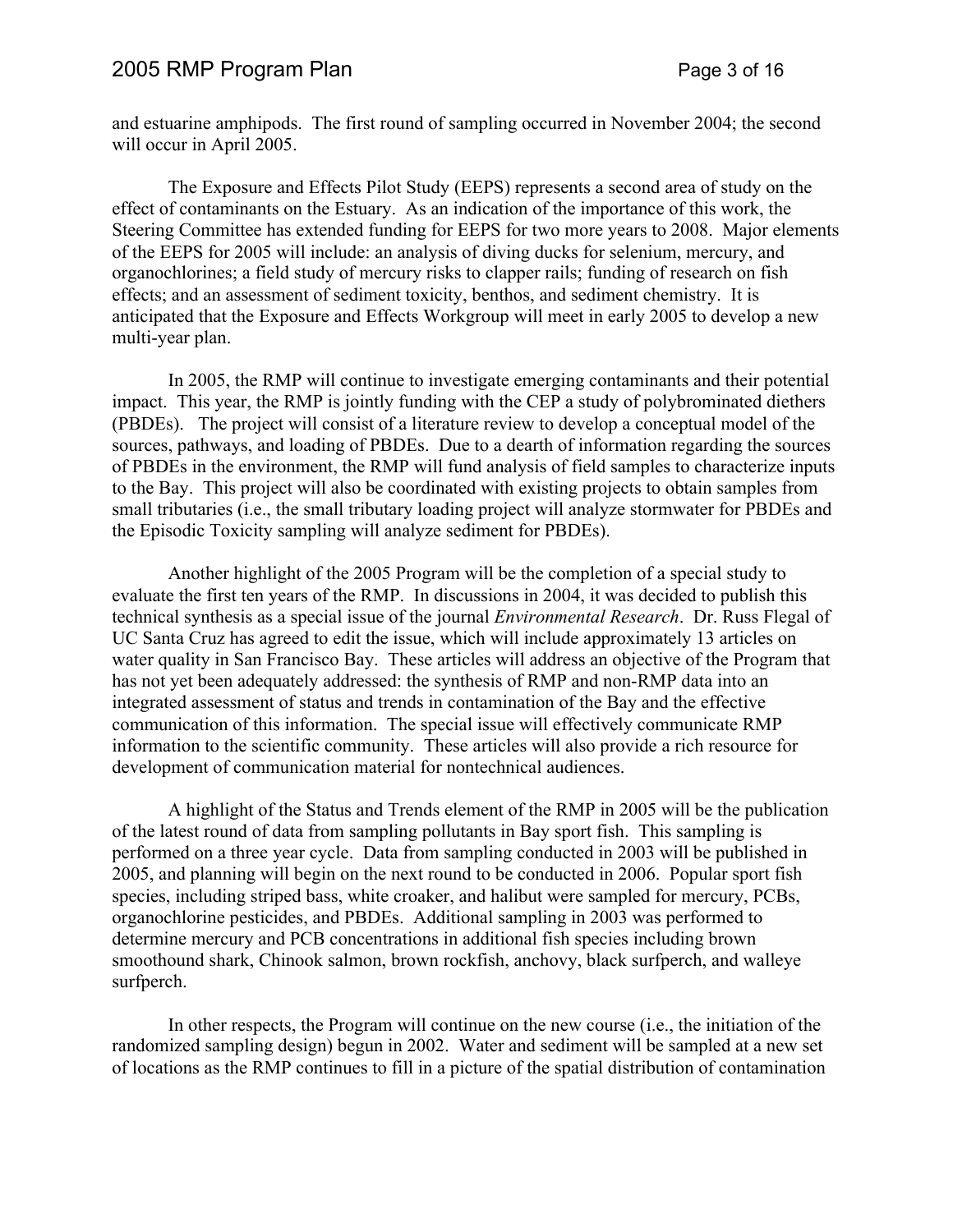and estuarine amphipods. The first round of sampling occurred in November 2004; the second will occur in April 2005.

The Exposure and Effects Pilot Study (EEPS) represents a second area of study on the effect of contaminants on the Estuary. As an indication of the importance of this work, the Steering Committee has extended funding for EEPS for two more years to 2008. Major elements of the EEPS for 2005 will include: an analysis of diving ducks for selenium, mercury, and organochlorines; a field study of mercury risks to clapper rails; funding of research on fish effects; and an assessment of sediment toxicity, benthos, and sediment chemistry. It is anticipated that the Exposure and Effects Workgroup will meet in early 2005 to develop a new multi-year plan.

In 2005, the RMP will continue to investigate emerging contaminants and their potential impact. This year, the RMP is jointly funding with the CEP a study of polybrominated diethers (PBDEs). The project will consist of a literature review to develop a conceptual model of the sources, pathways, and loading of PBDEs. Due to a dearth of information regarding the sources of PBDEs in the environment, the RMP will fund analysis of field samples to characterize inputs to the Bay. This project will also be coordinated with existing projects to obtain samples from small tributaries (i.e., the small tributary loading project will analyze stormwater for PBDEs and the Episodic Toxicity sampling will analyze sediment for PBDEs).

Another highlight of the 2005 Program will be the completion of a special study to evaluate the first ten years of the RMP. In discussions in 2004, it was decided to publish this technical synthesis as a special issue of the journal *Environmental Research*. Dr. Russ Flegal of UC Santa Cruz has agreed to edit the issue, which will include approximately 13 articles on water quality in San Francisco Bay. These articles will address an objective of the Program that has not yet been adequately addressed: the synthesis of RMP and non-RMP data into an integrated assessment of status and trends in contamination of the Bay and the effective communication of this information. The special issue will effectively communicate RMP information to the scientific community. These articles will also provide a rich resource for development of communication material for nontechnical audiences.

A highlight of the Status and Trends element of the RMP in 2005 will be the publication of the latest round of data from sampling pollutants in Bay sport fish. This sampling is performed on a three year cycle. Data from sampling conducted in 2003 will be published in 2005, and planning will begin on the next round to be conducted in 2006. Popular sport fish species, including striped bass, white croaker, and halibut were sampled for mercury, PCBs, organochlorine pesticides, and PBDEs. Additional sampling in 2003 was performed to determine mercury and PCB concentrations in additional fish species including brown smoothound shark, Chinook salmon, brown rockfish, anchovy, black surfperch, and walleye surfperch.

In other respects, the Program will continue on the new course (i.e., the initiation of the randomized sampling design) begun in 2002. Water and sediment will be sampled at a new set of locations as the RMP continues to fill in a picture of the spatial distribution of contamination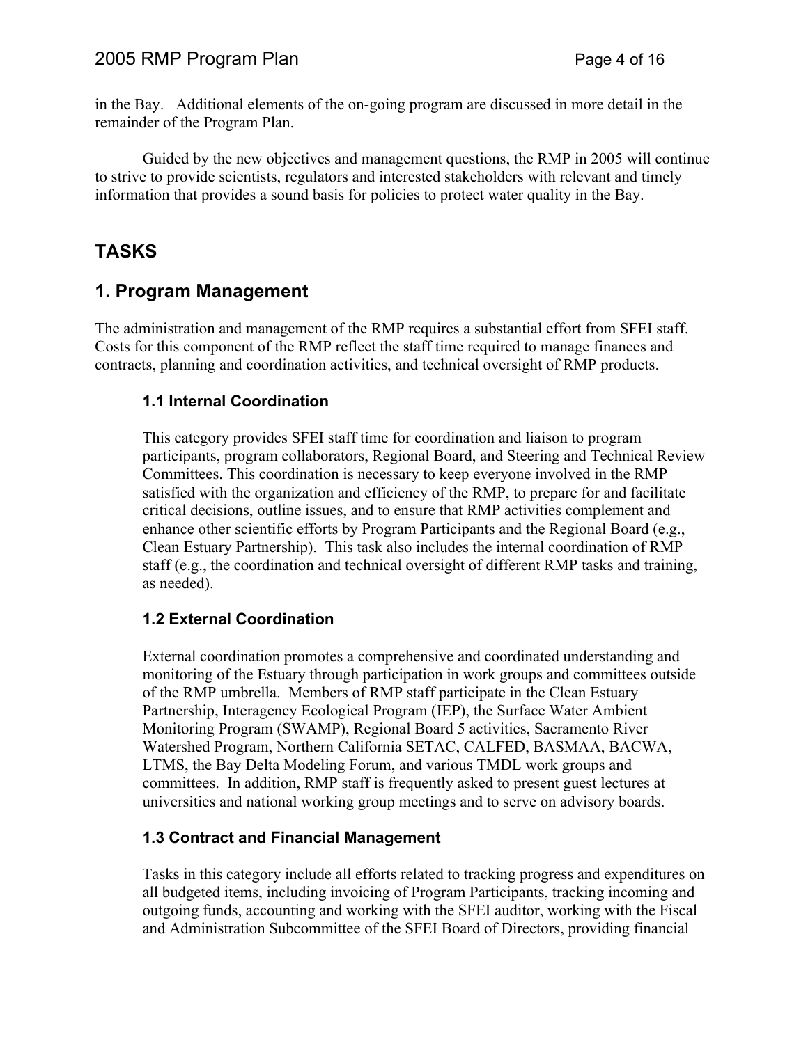in the Bay. Additional elements of the on-going program are discussed in more detail in the remainder of the Program Plan.

Guided by the new objectives and management questions, the RMP in 2005 will continue to strive to provide scientists, regulators and interested stakeholders with relevant and timely information that provides a sound basis for policies to protect water quality in the Bay.

# TASKS

## 1. Program Management

The administration and management of the RMP requires a substantial effort from SFEI staff. Costs for this component of the RMP reflect the staff time required to manage finances and contracts, planning and coordination activities, and technical oversight of RMP products.

### 1.1 Internal Coordination

This category provides SFEI staff time for coordination and liaison to program participants, program collaborators, Regional Board, and Steering and Technical Review Committees. This coordination is necessary to keep everyone involved in the RMP satisfied with the organization and efficiency of the RMP, to prepare for and facilitate critical decisions, outline issues, and to ensure that RMP activities complement and enhance other scientific efforts by Program Participants and the Regional Board (e.g., Clean Estuary Partnership). This task also includes the internal coordination of RMP staff (e.g., the coordination and technical oversight of different RMP tasks and training, as needed).

### 1.2 External Coordination

External coordination promotes a comprehensive and coordinated understanding and monitoring of the Estuary through participation in work groups and committees outside of the RMP umbrella. Members of RMP staff participate in the Clean Estuary Partnership, Interagency Ecological Program (IEP), the Surface Water Ambient Monitoring Program (SWAMP), Regional Board 5 activities, Sacramento River Watershed Program, Northern California SETAC, CALFED, BASMAA, BACWA, LTMS, the Bay Delta Modeling Forum, and various TMDL work groups and committees. In addition, RMP staff is frequently asked to present guest lectures at universities and national working group meetings and to serve on advisory boards.

### 1.3 Contract and Financial Management

Tasks in this category include all efforts related to tracking progress and expenditures on all budgeted items, including invoicing of Program Participants, tracking incoming and outgoing funds, accounting and working with the SFEI auditor, working with the Fiscal and Administration Subcommittee of the SFEI Board of Directors, providing financial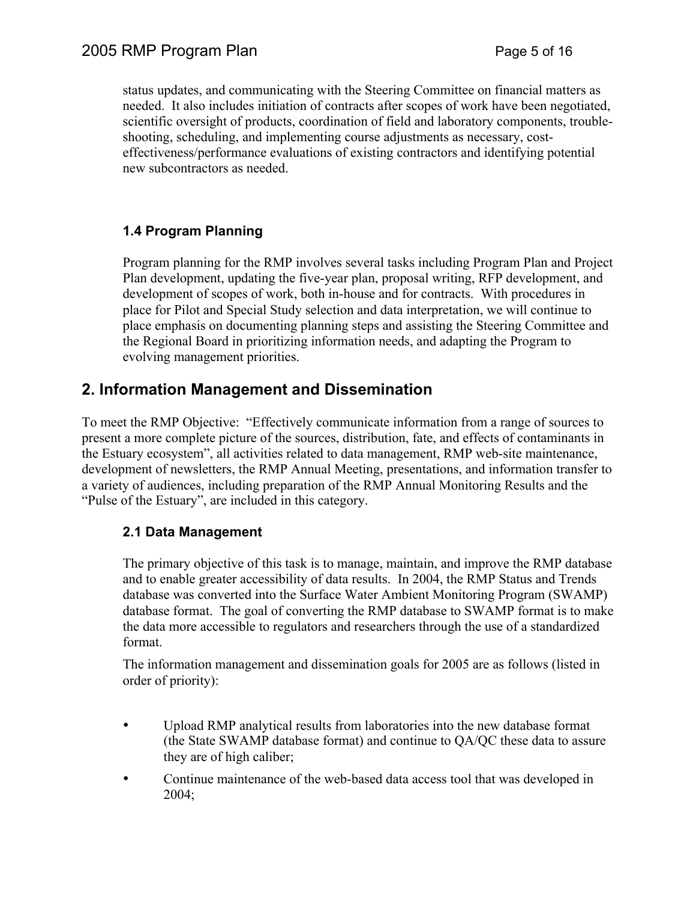status updates, and communicating with the Steering Committee on financial matters as needed. It also includes initiation of contracts after scopes of work have been negotiated, scientific oversight of products, coordination of field and laboratory components, trouble-shooting, scheduling, and implementing course adjustments as necessary, cost-effectiveness/performance evaluations of existing contractors and identifying potential new subcontractors as needed.

### 1.4 Program Planning

Program planning for the RMP involves several tasks including Program Plan and Project Plan development, updating the five-year plan, proposal writing, RFP development, and development of scopes of work, both in-house and for contracts. With procedures in place for Pilot and Special Study selection and data interpretation, we will continue to place emphasis on documenting planning steps and assisting the Steering Committee and the Regional Board in prioritizing information needs, and adapting the Program to evolving management priorities.

## 2. Information Management and Dissemination

To meet the RMP Objective: "Effectively communicate information from a range of sources to present a more complete picture of the sources, distribution, fate, and effects of contaminants in the Estuary ecosystem", all activities related to data management, RMP web-site maintenance, development of newsletters, the RMP Annual Meeting, presentations, and information transfer to a variety of audiences, including preparation of the RMP Annual Monitoring Results and the "Pulse of the Estuary", are included in this category.

### 2.1 Data Management

The primary objective of this task is to manage, maintain, and improve the RMP database and to enable greater accessibility of data results. In 2004, the RMP Status and Trends database was converted into the Surface Water Ambient Monitoring Program (SWAMP) database format. The goal of converting the RMP database to SWAMP format is to make the data more accessible to regulators and researchers through the use of a standardized format.

The information management and dissemination goals for 2005 are as follows (listed in order of priority):

- Upload RMP analytical results from laboratories into the new database format (the State SWAMP database format) and continue to QA/QC these data to assure they are of high caliber;
- Continue maintenance of the web-based data access tool that was developed in 2004;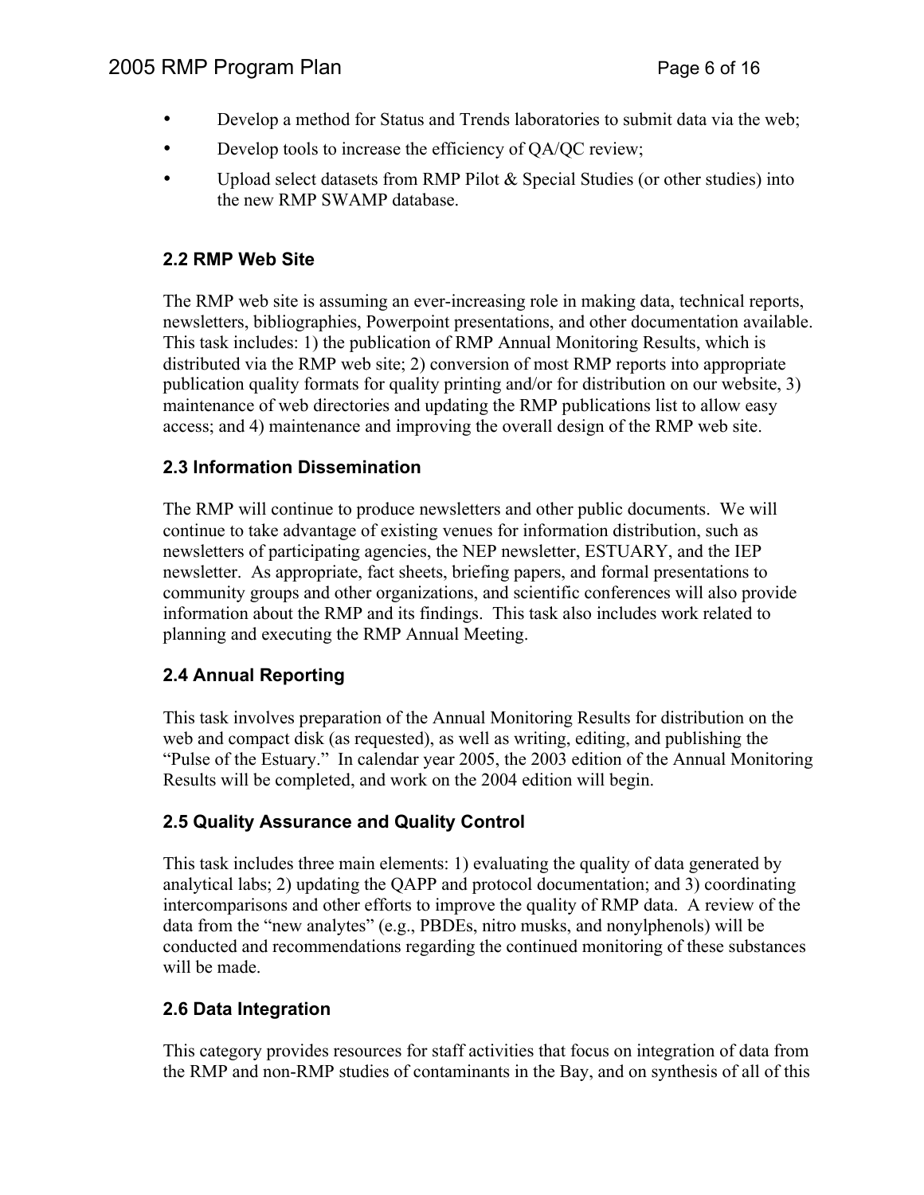- Develop a method for Status and Trends laboratories to submit data via the web;
- Develop tools to increase the efficiency of QA/QC review;
- Upload select datasets from RMP Pilot & Special Studies (or other studies) into the new RMP SWAMP database.

### 2.2 RMP Web Site

The RMP web site is assuming an ever-increasing role in making data, technical reports, newsletters, bibliographies, Powerpoint presentations, and other documentation available. This task includes: 1) the publication of RMP Annual Monitoring Results, which is distributed via the RMP web site; 2) conversion of most RMP reports into appropriate publication quality formats for quality printing and/or for distribution on our website, 3) maintenance of web directories and updating the RMP publications list to allow easy access; and 4) maintenance and improving the overall design of the RMP web site.

### 2.3 Information Dissemination

The RMP will continue to produce newsletters and other public documents. We will continue to take advantage of existing venues for information distribution, such as newsletters of participating agencies, the NEP newsletter, ESTUARY, and the IEP newsletter. As appropriate, fact sheets, briefing papers, and formal presentations to community groups and other organizations, and scientific conferences will also provide information about the RMP and its findings. This task also includes work related to planning and executing the RMP Annual Meeting.

### 2.4 Annual Reporting

This task involves preparation of the Annual Monitoring Results for distribution on the web and compact disk (as requested), as well as writing, editing, and publishing the "Pulse of the Estuary." In calendar year 2005, the 2003 edition of the Annual Monitoring Results will be completed, and work on the 2004 edition will begin.

### 2.5 Quality Assurance and Quality Control

This task includes three main elements: 1) evaluating the quality of data generated by analytical labs; 2) updating the QAPP and protocol documentation; and 3) coordinating intercomparisons and other efforts to improve the quality of RMP data. A review of the data from the "new analytes" (e.g., PBDEs, nitro musks, and nonylphenols) will be conducted and recommendations regarding the continued monitoring of these substances will be made.

### 2.6 Data Integration

This category provides resources for staff activities that focus on integration of data from the RMP and non-RMP studies of contaminants in the Bay, and on synthesis of all of this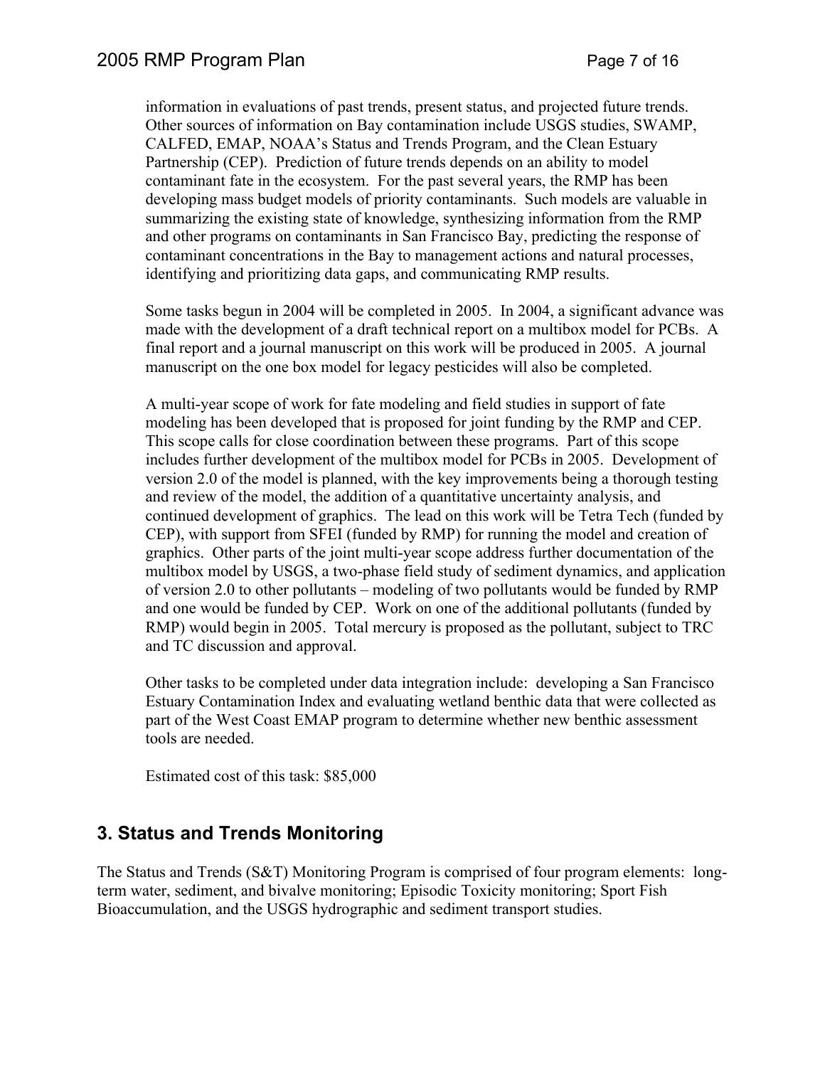information in evaluations of past trends, present status, and projected future trends. Other sources of information on Bay contamination include USGS studies, SWAMP, CALFED, EMAP, NOAA's Status and Trends Program, and the Clean Estuary Partnership (CEP). Prediction of future trends depends on an ability to model contaminant fate in the ecosystem. For the past several years, the RMP has been developing mass budget models of priority contaminants. Such models are valuable in summarizing the existing state of knowledge, synthesizing information from the RMP and other programs on contaminants in San Francisco Bay, predicting the response of contaminant concentrations in the Bay to management actions and natural processes, identifying and prioritizing data gaps, and communicating RMP results.

Some tasks begun in 2004 will be completed in 2005. In 2004, a significant advance was made with the development of a draft technical report on a multibox model for PCBs. A final report and a journal manuscript on this work will be produced in 2005. A journal manuscript on the one box model for legacy pesticides will also be completed.

A multi-year scope of work for fate modeling and field studies in support of fate modeling has been developed that is proposed for joint funding by the RMP and CEP. This scope calls for close coordination between these programs. Part of this scope includes further development of the multibox model for PCBs in 2005. Development of version 2.0 of the model is planned, with the key improvements being a thorough testing and review of the model, the addition of a quantitative uncertainty analysis, and continued development of graphics. The lead on this work will be Tetra Tech (funded by CEP), with support from SFEI (funded by RMP) for running the model and creation of graphics. Other parts of the joint multi-year scope address further documentation of the multibox model by USGS, a two-phase field study of sediment dynamics, and application of version 2.0 to other pollutants – modeling of two pollutants would be funded by RMP and one would be funded by CEP. Work on one of the additional pollutants (funded by RMP) would begin in 2005. Total mercury is proposed as the pollutant, subject to TRC and TC discussion and approval.

Other tasks to be completed under data integration include: developing a San Francisco Estuary Contamination Index and evaluating wetland benthic data that were collected as part of the West Coast EMAP program to determine whether new benthic assessment tools are needed.

Estimated cost of this task: $85,000

## 3. Status and Trends Monitoring

The Status and Trends (S&T) Monitoring Program is comprised of four program elements: long-term water, sediment, and bivalve monitoring; Episodic Toxicity monitoring; Sport Fish Bioaccumulation, and the USGS hydrographic and sediment transport studies.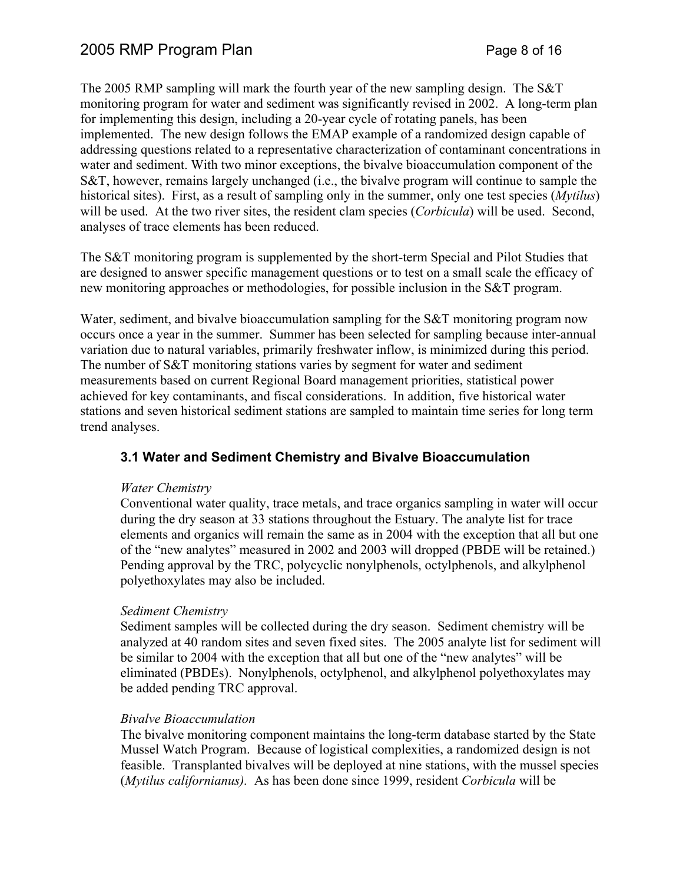The 2005 RMP sampling will mark the fourth year of the new sampling design. The S&T monitoring program for water and sediment was significantly revised in 2002. A long-term plan for implementing this design, including a 20-year cycle of rotating panels, has been implemented. The new design follows the EMAP example of a randomized design capable of addressing questions related to a representative characterization of contaminant concentrations in water and sediment. With two minor exceptions, the bivalve bioaccumulation component of the S&T, however, remains largely unchanged (i.e., the bivalve program will continue to sample the historical sites). First, as a result of sampling only in the summer, only one test species (*Mytilus*) will be used. At the two river sites, the resident clam species (*Corbicula*) will be used. Second, analyses of trace elements has been reduced.

The S&T monitoring program is supplemented by the short-term Special and Pilot Studies that are designed to answer specific management questions or to test on a small scale the efficacy of new monitoring approaches or methodologies, for possible inclusion in the S&T program.

Water, sediment, and bivalve bioaccumulation sampling for the S&T monitoring program now occurs once a year in the summer. Summer has been selected for sampling because inter-annual variation due to natural variables, primarily freshwater inflow, is minimized during this period. The number of S&T monitoring stations varies by segment for water and sediment measurements based on current Regional Board management priorities, statistical power achieved for key contaminants, and fiscal considerations. In addition, five historical water stations and seven historical sediment stations are sampled to maintain time series for long term trend analyses.

### 3.1 Water and Sediment Chemistry and Bivalve Bioaccumulation

*Water Chemistry*

Conventional water quality, trace metals, and trace organics sampling in water will occur during the dry season at 33 stations throughout the Estuary. The analyte list for trace elements and organics will remain the same as in 2004 with the exception that all but one of the "new analytes" measured in 2002 and 2003 will dropped (PBDE will be retained.) Pending approval by the TRC, polycyclic nonylphenols, octylphenols, and alkylphenol polyethoxylates may also be included.

*Sediment Chemistry*

Sediment samples will be collected during the dry season. Sediment chemistry will be analyzed at 40 random sites and seven fixed sites. The 2005 analyte list for sediment will be similar to 2004 with the exception that all but one of the "new analytes" will be eliminated (PBDEs). Nonylphenols, octylphenol, and alkylphenol polyethoxylates may be added pending TRC approval.

*Bivalve Bioaccumulation*

The bivalve monitoring component maintains the long-term database started by the State Mussel Watch Program. Because of logistical complexities, a randomized design is not feasible. Transplanted bivalves will be deployed at nine stations, with the mussel species (*Mytilus californianus).* As has been done since 1999, resident *Corbicula* will be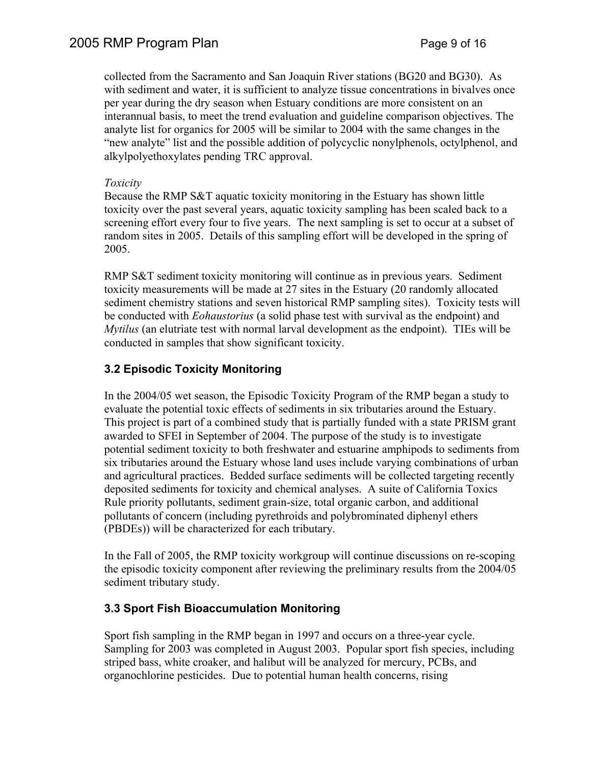collected from the Sacramento and San Joaquin River stations (BG20 and BG30). As with sediment and water, it is sufficient to analyze tissue concentrations in bivalves once per year during the dry season when Estuary conditions are more consistent on an interannual basis, to meet the trend evaluation and guideline comparison objectives. The analyte list for organics for 2005 will be similar to 2004 with the same changes in the "new analyte" list and the possible addition of polycyclic nonylphenols, octylphenol, and alkylpolyethoxylates pending TRC approval.

*Toxicity*

Because the RMP S&T aquatic toxicity monitoring in the Estuary has shown little toxicity over the past several years, aquatic toxicity sampling has been scaled back to a screening effort every four to five years. The next sampling is set to occur at a subset of random sites in 2005. Details of this sampling effort will be developed in the spring of 2005.

RMP S&T sediment toxicity monitoring will continue as in previous years. Sediment toxicity measurements will be made at 27 sites in the Estuary (20 randomly allocated sediment chemistry stations and seven historical RMP sampling sites). Toxicity tests will be conducted with *Eohaustorius* (a solid phase test with survival as the endpoint) and *Mytilus* (an elutriate test with normal larval development as the endpoint). TIEs will be conducted in samples that show significant toxicity.

### 3.2 Episodic Toxicity Monitoring

In the 2004/05 wet season, the Episodic Toxicity Program of the RMP began a study to evaluate the potential toxic effects of sediments in six tributaries around the Estuary. This project is part of a combined study that is partially funded with a state PRISM grant awarded to SFEI in September of 2004. The purpose of the study is to investigate potential sediment toxicity to both freshwater and estuarine amphipods to sediments from six tributaries around the Estuary whose land uses include varying combinations of urban and agricultural practices. Bedded surface sediments will be collected targeting recently deposited sediments for toxicity and chemical analyses. A suite of California Toxics Rule priority pollutants, sediment grain-size, total organic carbon, and additional pollutants of concern (including pyrethroids and polybrominated diphenyl ethers (PBDEs)) will be characterized for each tributary.

In the Fall of 2005, the RMP toxicity workgroup will continue discussions on re-scoping the episodic toxicity component after reviewing the preliminary results from the 2004/05 sediment tributary study.

### 3.3 Sport Fish Bioaccumulation Monitoring

Sport fish sampling in the RMP began in 1997 and occurs on a three-year cycle. Sampling for 2003 was completed in August 2003. Popular sport fish species, including striped bass, white croaker, and halibut will be analyzed for mercury, PCBs, and organochlorine pesticides. Due to potential human health concerns, rising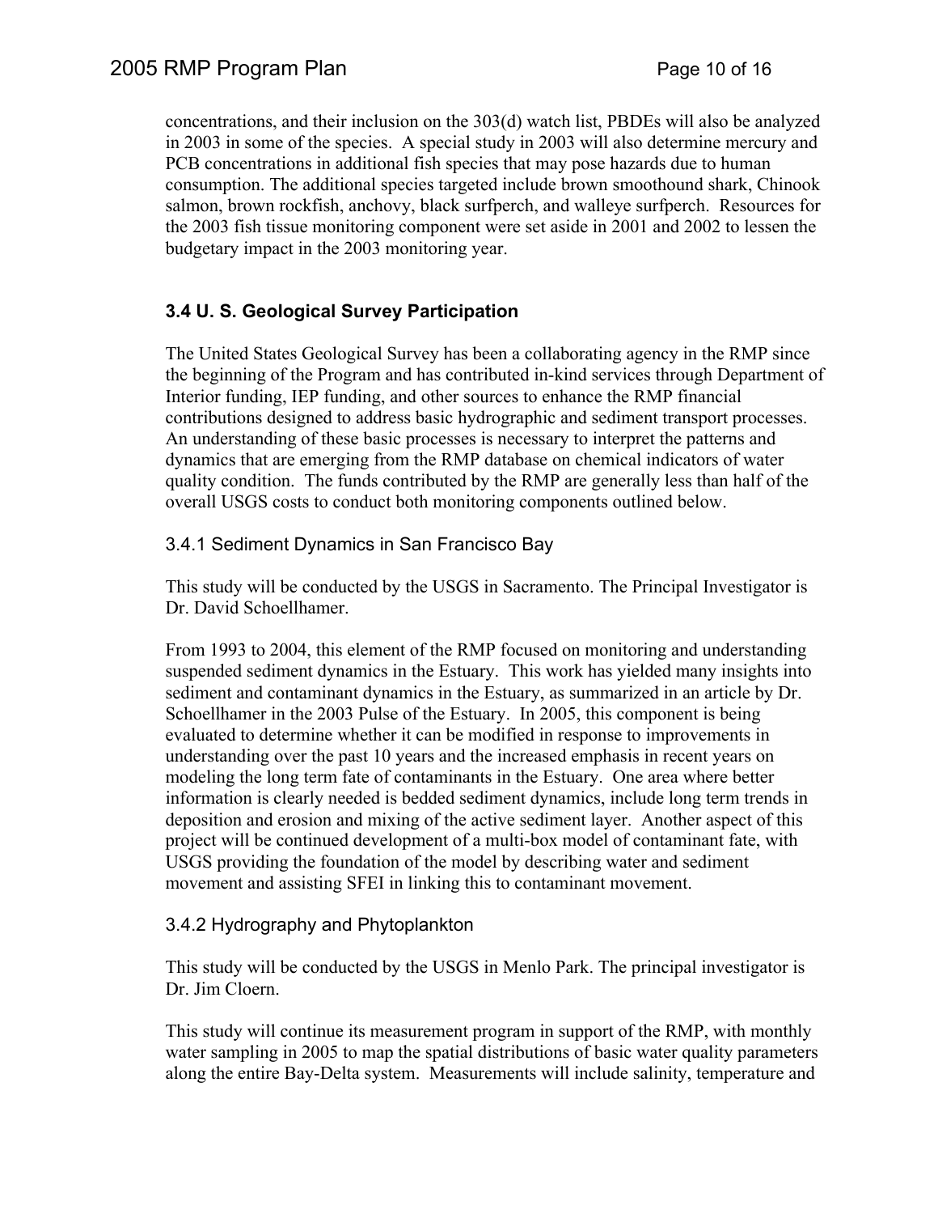concentrations, and their inclusion on the 303(d) watch list, PBDEs will also be analyzed in 2003 in some of the species. A special study in 2003 will also determine mercury and PCB concentrations in additional fish species that may pose hazards due to human consumption. The additional species targeted include brown smoothound shark, Chinook salmon, brown rockfish, anchovy, black surfperch, and walleye surfperch. Resources for the 2003 fish tissue monitoring component were set aside in 2001 and 2002 to lessen the budgetary impact in the 2003 monitoring year.

### 3.4 U. S. Geological Survey Participation

The United States Geological Survey has been a collaborating agency in the RMP since the beginning of the Program and has contributed in-kind services through Department of Interior funding, IEP funding, and other sources to enhance the RMP financial contributions designed to address basic hydrographic and sediment transport processes. An understanding of these basic processes is necessary to interpret the patterns and dynamics that are emerging from the RMP database on chemical indicators of water quality condition. The funds contributed by the RMP are generally less than half of the overall USGS costs to conduct both monitoring components outlined below.

#### 3.4.1 Sediment Dynamics in San Francisco Bay

This study will be conducted by the USGS in Sacramento. The Principal Investigator is Dr. David Schoellhamer.

From 1993 to 2004, this element of the RMP focused on monitoring and understanding suspended sediment dynamics in the Estuary. This work has yielded many insights into sediment and contaminant dynamics in the Estuary, as summarized in an article by Dr. Schoellhamer in the 2003 Pulse of the Estuary. In 2005, this component is being evaluated to determine whether it can be modified in response to improvements in understanding over the past 10 years and the increased emphasis in recent years on modeling the long term fate of contaminants in the Estuary. One area where better information is clearly needed is bedded sediment dynamics, include long term trends in deposition and erosion and mixing of the active sediment layer. Another aspect of this project will be continued development of a multi-box model of contaminant fate, with USGS providing the foundation of the model by describing water and sediment movement and assisting SFEI in linking this to contaminant movement.

#### 3.4.2 Hydrography and Phytoplankton

This study will be conducted by the USGS in Menlo Park. The principal investigator is Dr. Jim Cloern.

This study will continue its measurement program in support of the RMP, with monthly water sampling in 2005 to map the spatial distributions of basic water quality parameters along the entire Bay-Delta system. Measurements will include salinity, temperature and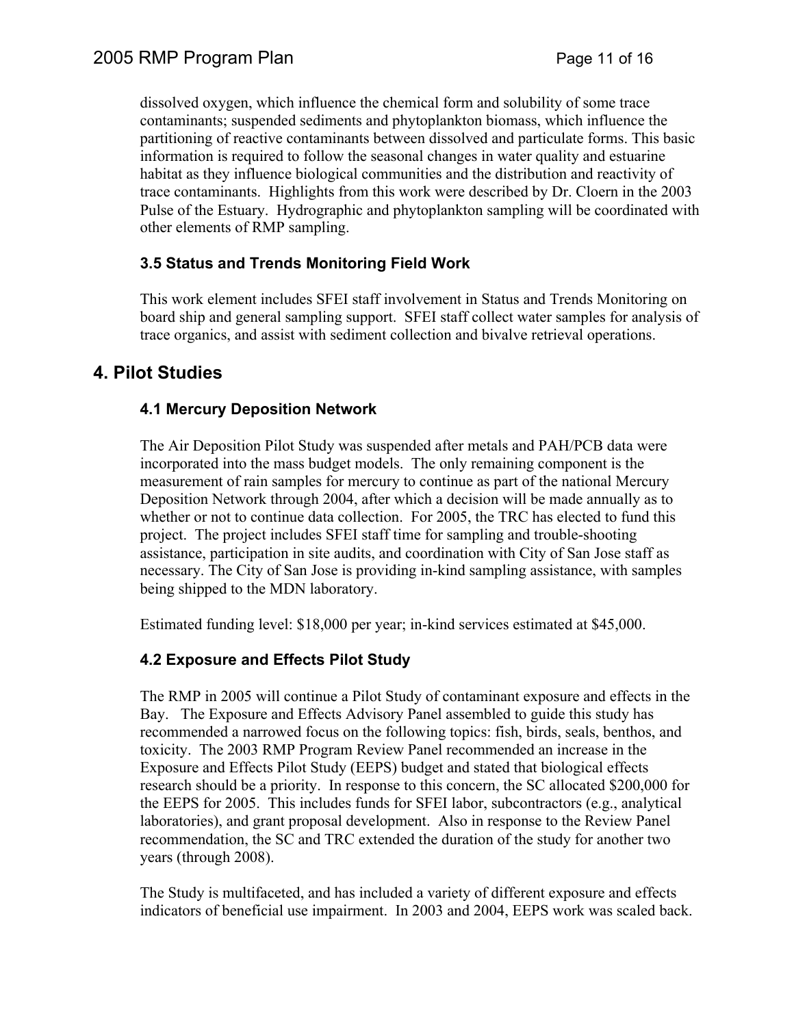dissolved oxygen, which influence the chemical form and solubility of some trace contaminants; suspended sediments and phytoplankton biomass, which influence the partitioning of reactive contaminants between dissolved and particulate forms. This basic information is required to follow the seasonal changes in water quality and estuarine habitat as they influence biological communities and the distribution and reactivity of trace contaminants. Highlights from this work were described by Dr. Cloern in the 2003 Pulse of the Estuary. Hydrographic and phytoplankton sampling will be coordinated with other elements of RMP sampling.

### 3.5 Status and Trends Monitoring Field Work

This work element includes SFEI staff involvement in Status and Trends Monitoring on board ship and general sampling support. SFEI staff collect water samples for analysis of trace organics, and assist with sediment collection and bivalve retrieval operations.

## 4. Pilot Studies

### 4.1 Mercury Deposition Network

The Air Deposition Pilot Study was suspended after metals and PAH/PCB data were incorporated into the mass budget models. The only remaining component is the measurement of rain samples for mercury to continue as part of the national Mercury Deposition Network through 2004, after which a decision will be made annually as to whether or not to continue data collection. For 2005, the TRC has elected to fund this project. The project includes SFEI staff time for sampling and trouble-shooting assistance, participation in site audits, and coordination with City of San Jose staff as necessary. The City of San Jose is providing in-kind sampling assistance, with samples being shipped to the MDN laboratory.

Estimated funding level: $18,000 per year; in-kind services estimated at $45,000.

### 4.2 Exposure and Effects Pilot Study

The RMP in 2005 will continue a Pilot Study of contaminant exposure and effects in the Bay. The Exposure and Effects Advisory Panel assembled to guide this study has recommended a narrowed focus on the following topics: fish, birds, seals, benthos, and toxicity. The 2003 RMP Program Review Panel recommended an increase in the Exposure and Effects Pilot Study (EEPS) budget and stated that biological effects research should be a priority. In response to this concern, the SC allocated $200,000 for the EEPS for 2005. This includes funds for SFEI labor, subcontractors (e.g., analytical laboratories), and grant proposal development. Also in response to the Review Panel recommendation, the SC and TRC extended the duration of the study for another two years (through 2008).

The Study is multifaceted, and has included a variety of different exposure and effects indicators of beneficial use impairment. In 2003 and 2004, EEPS work was scaled back.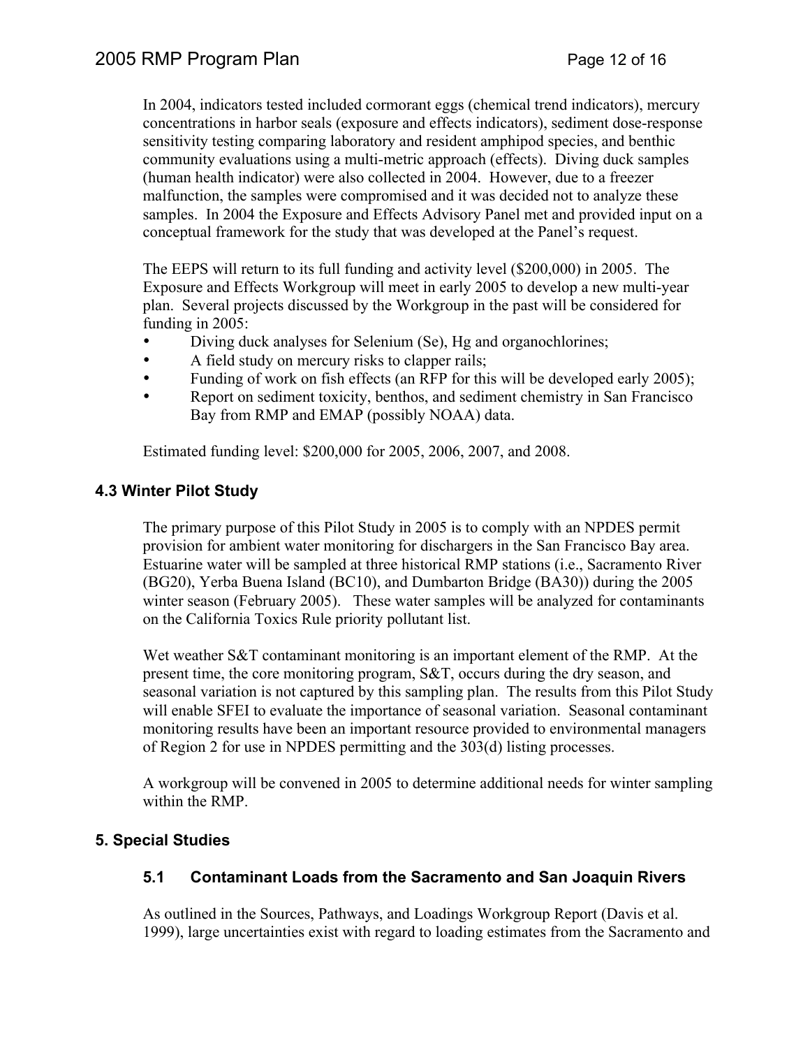In 2004, indicators tested included cormorant eggs (chemical trend indicators), mercury concentrations in harbor seals (exposure and effects indicators), sediment dose-response sensitivity testing comparing laboratory and resident amphipod species, and benthic community evaluations using a multi-metric approach (effects). Diving duck samples (human health indicator) were also collected in 2004. However, due to a freezer malfunction, the samples were compromised and it was decided not to analyze these samples. In 2004 the Exposure and Effects Advisory Panel met and provided input on a conceptual framework for the study that was developed at the Panel's request.

The EEPS will return to its full funding and activity level ($200,000) in 2005. The Exposure and Effects Workgroup will meet in early 2005 to develop a new multi-year plan. Several projects discussed by the Workgroup in the past will be considered for funding in 2005:

- Diving duck analyses for Selenium (Se), Hg and organochlorines;
- A field study on mercury risks to clapper rails;
- Funding of work on fish effects (an RFP for this will be developed early 2005);
- Report on sediment toxicity, benthos, and sediment chemistry in San Francisco Bay from RMP and EMAP (possibly NOAA) data.

Estimated funding level: $200,000 for 2005, 2006, 2007, and 2008.

### 4.3 Winter Pilot Study

The primary purpose of this Pilot Study in 2005 is to comply with an NPDES permit provision for ambient water monitoring for dischargers in the San Francisco Bay area. Estuarine water will be sampled at three historical RMP stations (i.e., Sacramento River (BG20), Yerba Buena Island (BC10), and Dumbarton Bridge (BA30)) during the 2005 winter season (February 2005). These water samples will be analyzed for contaminants on the California Toxics Rule priority pollutant list.

Wet weather S&T contaminant monitoring is an important element of the RMP. At the present time, the core monitoring program, S&T, occurs during the dry season, and seasonal variation is not captured by this sampling plan. The results from this Pilot Study will enable SFEI to evaluate the importance of seasonal variation. Seasonal contaminant monitoring results have been an important resource provided to environmental managers of Region 2 for use in NPDES permitting and the 303(d) listing processes.

A workgroup will be convened in 2005 to determine additional needs for winter sampling within the RMP.

## 5. Special Studies

### 5.1 Contaminant Loads from the Sacramento and San Joaquin Rivers

As outlined in the Sources, Pathways, and Loadings Workgroup Report (Davis et al. 1999), large uncertainties exist with regard to loading estimates from the Sacramento and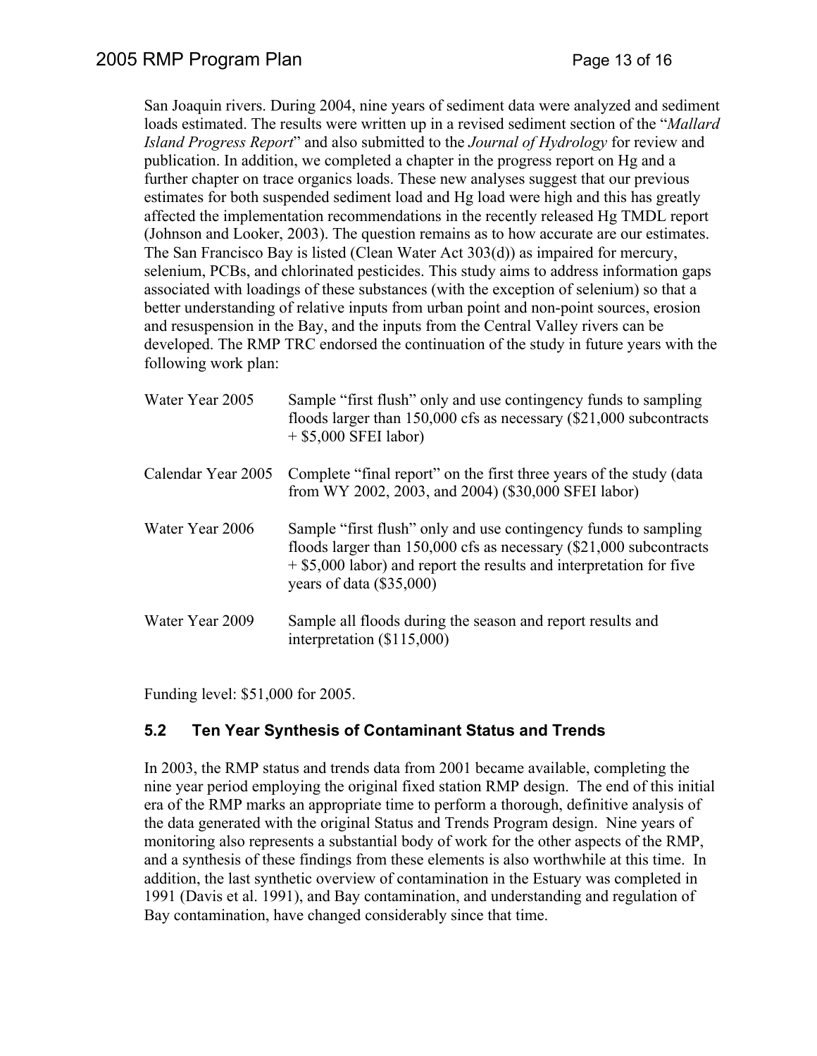San Joaquin rivers. During 2004, nine years of sediment data were analyzed and sediment loads estimated. The results were written up in a revised sediment section of the "*Mallard Island Progress Report*" and also submitted to the *Journal of Hydrology* for review and publication. In addition, we completed a chapter in the progress report on Hg and a further chapter on trace organics loads. These new analyses suggest that our previous estimates for both suspended sediment load and Hg load were high and this has greatly affected the implementation recommendations in the recently released Hg TMDL report (Johnson and Looker, 2003). The question remains as to how accurate are our estimates. The San Francisco Bay is listed (Clean Water Act 303(d)) as impaired for mercury, selenium, PCBs, and chlorinated pesticides. This study aims to address information gaps associated with loadings of these substances (with the exception of selenium) so that a better understanding of relative inputs from urban point and non-point sources, erosion and resuspension in the Bay, and the inputs from the Central Valley rivers can be developed. The RMP TRC endorsed the continuation of the study in future years with the following work plan:

| | |
|---|---|
| Water Year 2005 | Sample "first flush" only and use contingency funds to sampling floods larger than 150,000 cfs as necessary ($21,000 subcontracts + $5,000 SFEI labor) |
| Calendar Year 2005 | Complete "final report" on the first three years of the study (data from WY 2002, 2003, and 2004) ($30,000 SFEI labor) |
| Water Year 2006 | Sample "first flush" only and use contingency funds to sampling floods larger than 150,000 cfs as necessary ($21,000 subcontracts + $5,000 labor) and report the results and interpretation for five years of data ($35,000) |
| Water Year 2009 | Sample all floods during the season and report results and interpretation ($115,000) |

Funding level: $51,000 for 2005.

### 5.2 Ten Year Synthesis of Contaminant Status and Trends

In 2003, the RMP status and trends data from 2001 became available, completing the nine year period employing the original fixed station RMP design. The end of this initial era of the RMP marks an appropriate time to perform a thorough, definitive analysis of the data generated with the original Status and Trends Program design. Nine years of monitoring also represents a substantial body of work for the other aspects of the RMP, and a synthesis of these findings from these elements is also worthwhile at this time. In addition, the last synthetic overview of contamination in the Estuary was completed in 1991 (Davis et al. 1991), and Bay contamination, and understanding and regulation of Bay contamination, have changed considerably since that time.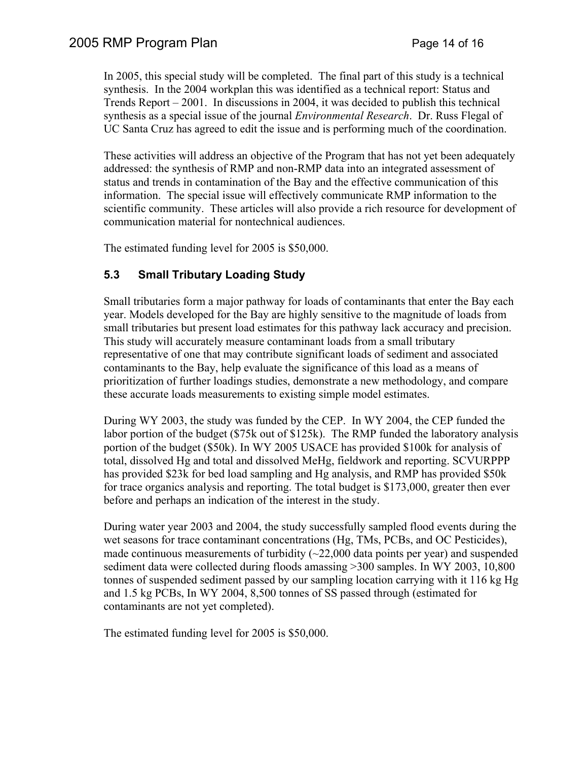In 2005, this special study will be completed. The final part of this study is a technical synthesis. In the 2004 workplan this was identified as a technical report: Status and Trends Report – 2001. In discussions in 2004, it was decided to publish this technical synthesis as a special issue of the journal *Environmental Research*. Dr. Russ Flegal of UC Santa Cruz has agreed to edit the issue and is performing much of the coordination.

These activities will address an objective of the Program that has not yet been adequately addressed: the synthesis of RMP and non-RMP data into an integrated assessment of status and trends in contamination of the Bay and the effective communication of this information. The special issue will effectively communicate RMP information to the scientific community. These articles will also provide a rich resource for development of communication material for nontechnical audiences.

The estimated funding level for 2005 is $50,000.

### 5.3 Small Tributary Loading Study

Small tributaries form a major pathway for loads of contaminants that enter the Bay each year. Models developed for the Bay are highly sensitive to the magnitude of loads from small tributaries but present load estimates for this pathway lack accuracy and precision. This study will accurately measure contaminant loads from a small tributary representative of one that may contribute significant loads of sediment and associated contaminants to the Bay, help evaluate the significance of this load as a means of prioritization of further loadings studies, demonstrate a new methodology, and compare these accurate loads measurements to existing simple model estimates.

During WY 2003, the study was funded by the CEP. In WY 2004, the CEP funded the labor portion of the budget ($75k out of $125k). The RMP funded the laboratory analysis portion of the budget ($50k). In WY 2005 USACE has provided $100k for analysis of total, dissolved Hg and total and dissolved MeHg, fieldwork and reporting. SCVURPPP has provided $23k for bed load sampling and Hg analysis, and RMP has provided $50k for trace organics analysis and reporting. The total budget is $173,000, greater then ever before and perhaps an indication of the interest in the study.

During water year 2003 and 2004, the study successfully sampled flood events during the wet seasons for trace contaminant concentrations (Hg, TMs, PCBs, and OC Pesticides), made continuous measurements of turbidity (~22,000 data points per year) and suspended sediment data were collected during floods amassing >300 samples. In WY 2003, 10,800 tonnes of suspended sediment passed by our sampling location carrying with it 116 kg Hg and 1.5 kg PCBs, In WY 2004, 8,500 tonnes of SS passed through (estimated for contaminants are not yet completed).

The estimated funding level for 2005 is $50,000.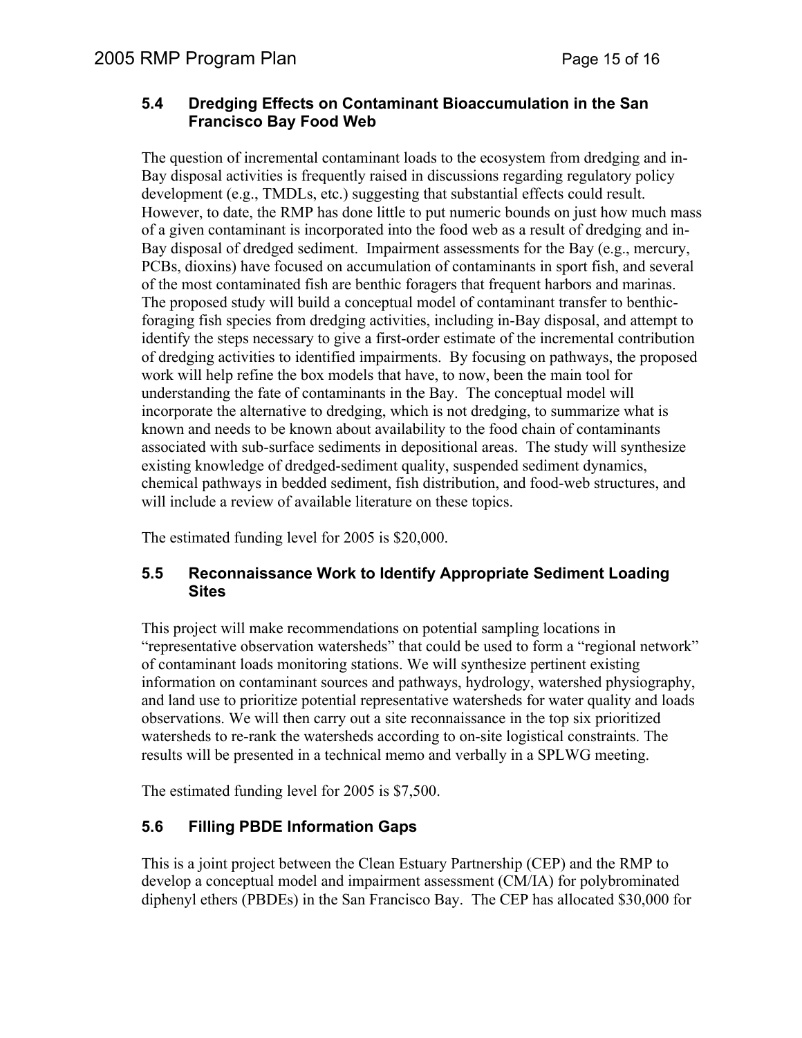### 5.4 Dredging Effects on Contaminant Bioaccumulation in the San Francisco Bay Food Web

The question of incremental contaminant loads to the ecosystem from dredging and in-Bay disposal activities is frequently raised in discussions regarding regulatory policy development (e.g., TMDLs, etc.) suggesting that substantial effects could result. However, to date, the RMP has done little to put numeric bounds on just how much mass of a given contaminant is incorporated into the food web as a result of dredging and in-Bay disposal of dredged sediment. Impairment assessments for the Bay (e.g., mercury, PCBs, dioxins) have focused on accumulation of contaminants in sport fish, and several of the most contaminated fish are benthic foragers that frequent harbors and marinas. The proposed study will build a conceptual model of contaminant transfer to benthic-foraging fish species from dredging activities, including in-Bay disposal, and attempt to identify the steps necessary to give a first-order estimate of the incremental contribution of dredging activities to identified impairments. By focusing on pathways, the proposed work will help refine the box models that have, to now, been the main tool for understanding the fate of contaminants in the Bay. The conceptual model will incorporate the alternative to dredging, which is not dredging, to summarize what is known and needs to be known about availability to the food chain of contaminants associated with sub-surface sediments in depositional areas. The study will synthesize existing knowledge of dredged-sediment quality, suspended sediment dynamics, chemical pathways in bedded sediment, fish distribution, and food-web structures, and will include a review of available literature on these topics.

The estimated funding level for 2005 is $20,000.

### 5.5 Reconnaissance Work to Identify Appropriate Sediment Loading Sites

This project will make recommendations on potential sampling locations in "representative observation watersheds" that could be used to form a "regional network" of contaminant loads monitoring stations. We will synthesize pertinent existing information on contaminant sources and pathways, hydrology, watershed physiography, and land use to prioritize potential representative watersheds for water quality and loads observations. We will then carry out a site reconnaissance in the top six prioritized watersheds to re-rank the watersheds according to on-site logistical constraints. The results will be presented in a technical memo and verbally in a SPLWG meeting.

The estimated funding level for 2005 is $7,500.

### 5.6 Filling PBDE Information Gaps

This is a joint project between the Clean Estuary Partnership (CEP) and the RMP to develop a conceptual model and impairment assessment (CM/IA) for polybrominated diphenyl ethers (PBDEs) in the San Francisco Bay. The CEP has allocated $30,000 for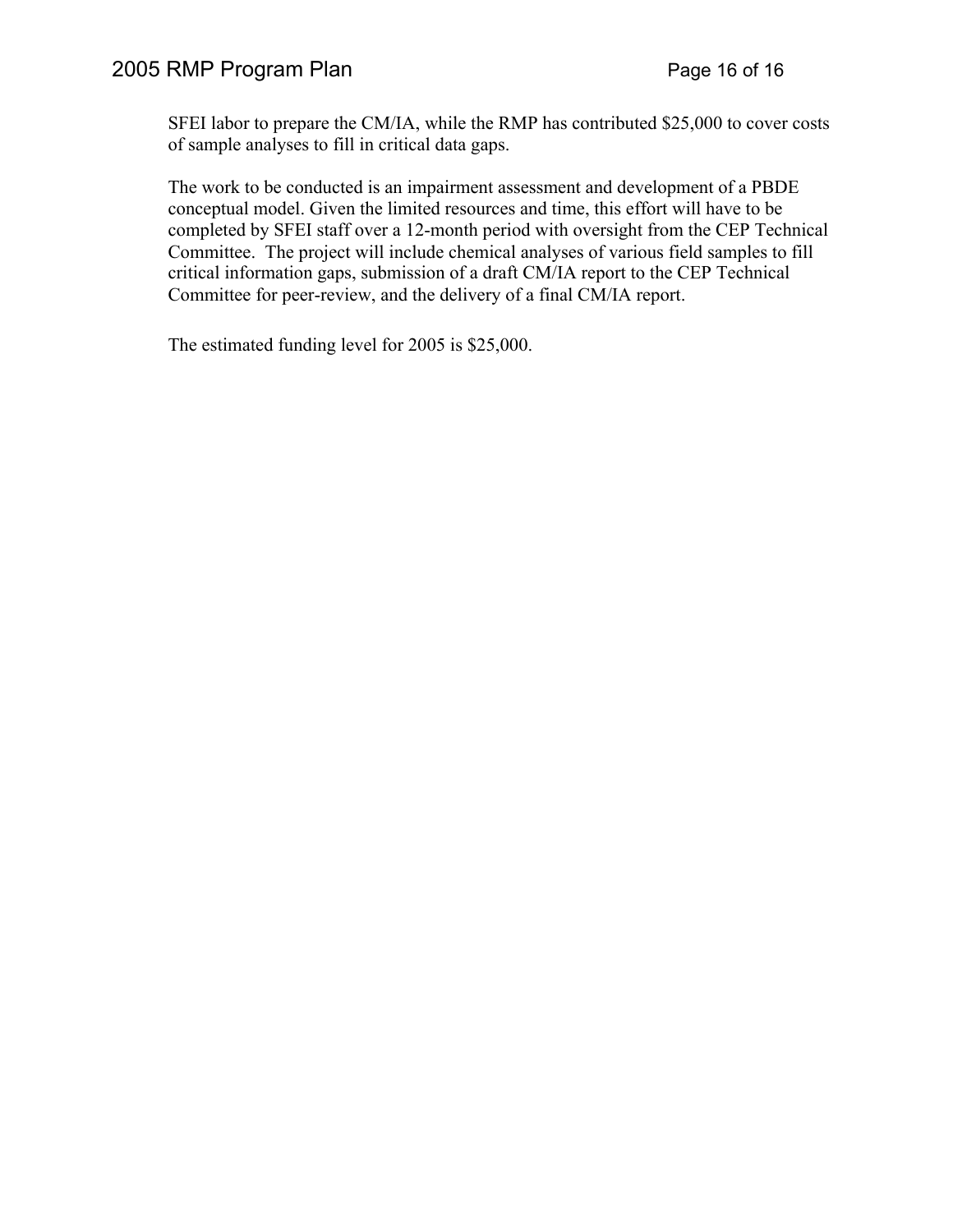SFEI labor to prepare the CM/IA, while the RMP has contributed $25,000 to cover costs of sample analyses to fill in critical data gaps.

The work to be conducted is an impairment assessment and development of a PBDE conceptual model. Given the limited resources and time, this effort will have to be completed by SFEI staff over a 12-month period with oversight from the CEP Technical Committee. The project will include chemical analyses of various field samples to fill critical information gaps, submission of a draft CM/IA report to the CEP Technical Committee for peer-review, and the delivery of a final CM/IA report.

The estimated funding level for 2005 is $25,000.